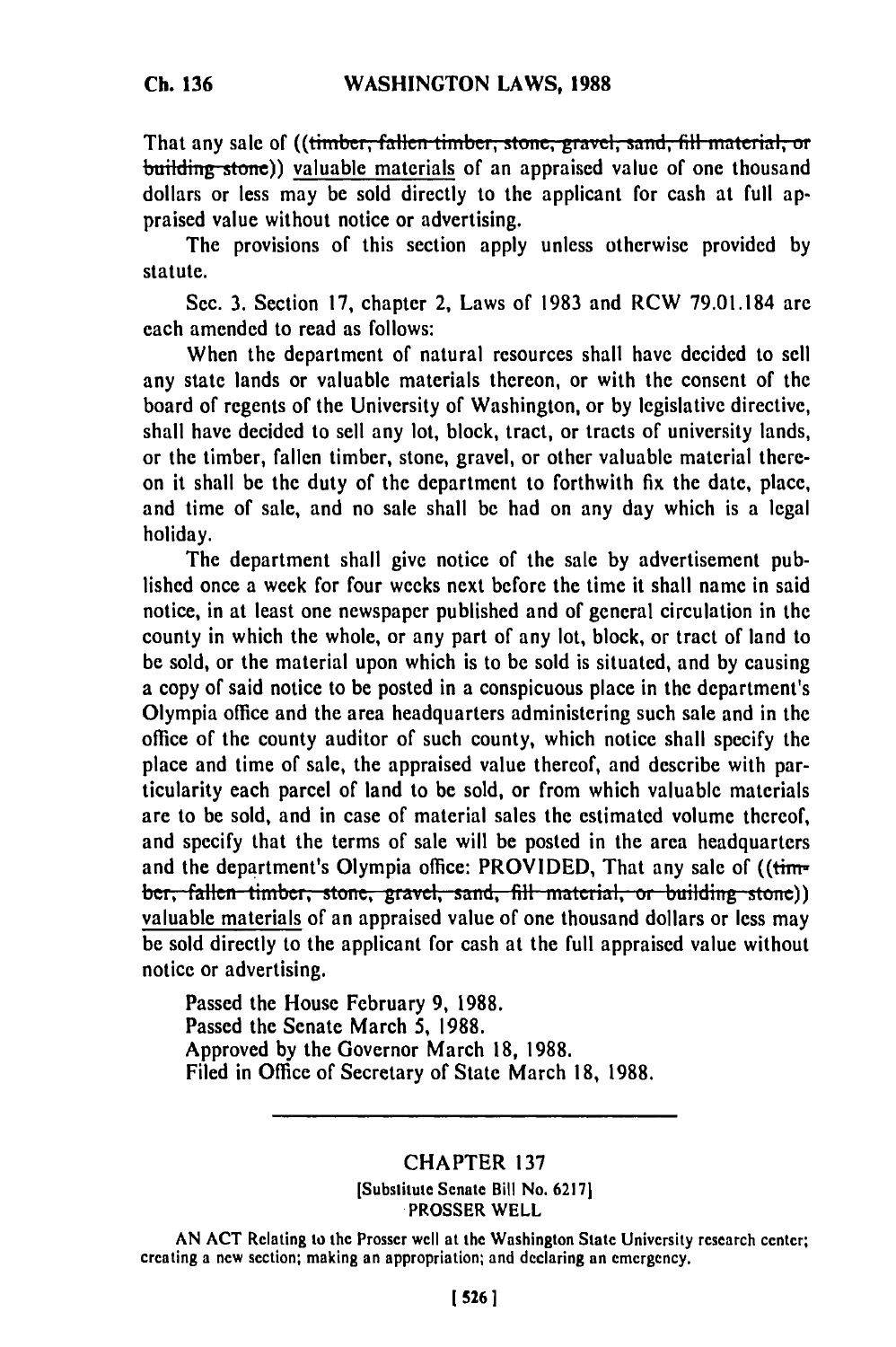That any sale of ((~~timber, fallen timber, stone, gravel, sand, fill material, or building stone~~)) valuable materials of an appraised value of one thousand dollars or less may be sold directly to the applicant for cash at full appraised value without notice or advertising.

The provisions of this section apply unless otherwise provided by statute.

Sec. 3. Section 17, chapter 2, Laws of 1983 and RCW 79.01.184 are each amended to read as follows:

When the department of natural resources shall have decided to sell any state lands or valuable materials thereon, or with the consent of the board of regents of the University of Washington, or by legislative directive, shall have decided to sell any lot, block, tract, or tracts of university lands, or the timber, fallen timber, stone, gravel, or other valuable material thereon it shall be the duty of the department to forthwith fix the date, place, and time of sale, and no sale shall be had on any day which is a legal holiday.

The department shall give notice of the sale by advertisement published once a week for four weeks next before the time it shall name in said notice, in at least one newspaper published and of general circulation in the county in which the whole, or any part of any lot, block, or tract of land to be sold, or the material upon which is to be sold is situated, and by causing a copy of said notice to be posted in a conspicuous place in the department's Olympia office and the area headquarters administering such sale and in the office of the county auditor of such county, which notice shall specify the place and time of sale, the appraised value thereof, and describe with particularity each parcel of land to be sold, or from which valuable materials are to be sold, and in case of material sales the estimated volume thereof, and specify that the terms of sale will be posted in the area headquarters and the department's Olympia office: PROVIDED, That any sale of ((~~timber, fallen timber, stone, gravel, sand, fill material, or building stone~~)) valuable materials of an appraised value of one thousand dollars or less may be sold directly to the applicant for cash at the full appraised value without notice or advertising.

Passed the House February 9, 1988.
Passed the Senate March 5, 1988.
Approved by the Governor March 18, 1988.
Filed in Office of Secretary of State March 18, 1988.

---

## CHAPTER 137

[Substitute Senate Bill No. 6217]

PROSSER WELL

AN ACT Relating to the Prosser well at the Washington State University research center; creating a new section; making an appropriation; and declaring an emergency.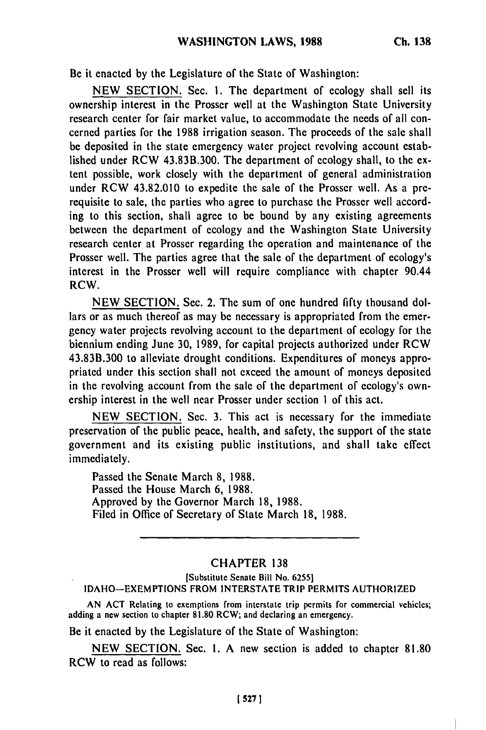Be it enacted by the Legislature of the State of Washington:

NEW SECTION. Sec. 1. The department of ecology shall sell its ownership interest in the Prosser well at the Washington State University research center for fair market value, to accommodate the needs of all concerned parties for the 1988 irrigation season. The proceeds of the sale shall be deposited in the state emergency water project revolving account established under RCW 43.83B.300. The department of ecology shall, to the extent possible, work closely with the department of general administration under RCW 43.82.010 to expedite the sale of the Prosser well. As a prerequisite to sale, the parties who agree to purchase the Prosser well according to this section, shall agree to be bound by any existing agreements between the department of ecology and the Washington State University research center at Prosser regarding the operation and maintenance of the Prosser well. The parties agree that the sale of the department of ecology's interest in the Prosser well will require compliance with chapter 90.44 RCW.

NEW SECTION. Sec. 2. The sum of one hundred fifty thousand dollars or as much thereof as may be necessary is appropriated from the emergency water projects revolving account to the department of ecology for the biennium ending June 30, 1989, for capital projects authorized under RCW 43.83B.300 to alleviate drought conditions. Expenditures of moneys appropriated under this section shall not exceed the amount of moneys deposited in the revolving account from the sale of the department of ecology's ownership interest in the well near Prosser under section 1 of this act.

NEW SECTION. Sec. 3. This act is necessary for the immediate preservation of the public peace, health, and safety, the support of the state government and its existing public institutions, and shall take effect immediately.

Passed the Senate March 8, 1988.
Passed the House March 6, 1988.
Approved by the Governor March 18, 1988.
Filed in Office of Secretary of State March 18, 1988.

---

## CHAPTER 138

[Substitute Senate Bill No. 6255]

### IDAHO—EXEMPTIONS FROM INTERSTATE TRIP PERMITS AUTHORIZED

AN ACT Relating to exemptions from interstate trip permits for commercial vehicles; adding a new section to chapter 81.80 RCW; and declaring an emergency.

Be it enacted by the Legislature of the State of Washington:

NEW SECTION. Sec. 1. A new section is added to chapter 81.80 RCW to read as follows: